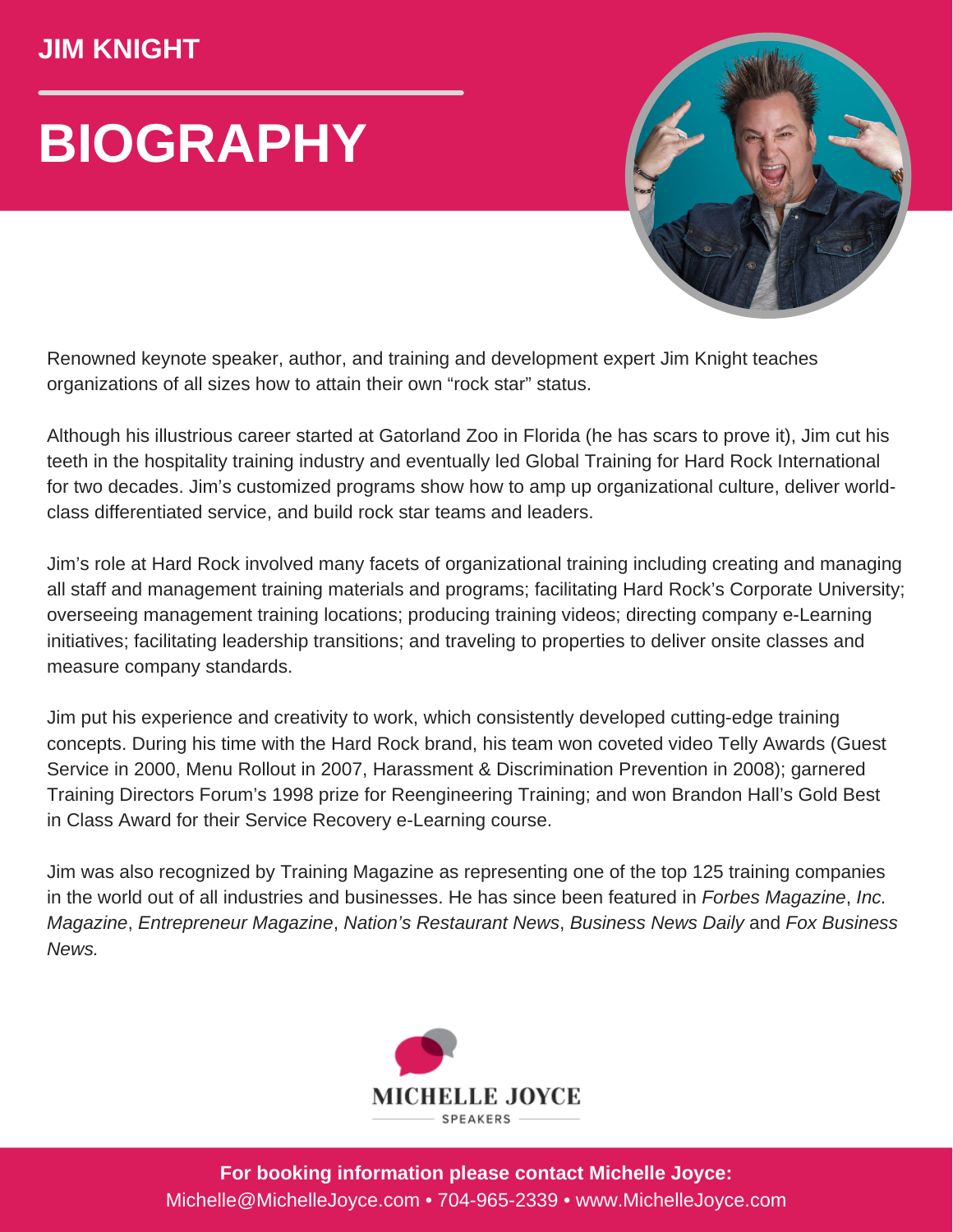## JIM KNIGHT

# BIOGRAPHY

Renowned keynote speaker, author, and training and development expert Jim Knight teaches organizations of all sizes how to attain their own "rock star" status.

Although his illustrious career started at Gatorland Zoo in Florida (he has scars to prove it), Jim cut his teeth in the hospitality training industry and eventually led Global Training for Hard Rock International for two decades. Jim's customized programs show how to amp up organizational culture, deliver world-class differentiated service, and build rock star teams and leaders.

Jim's role at Hard Rock involved many facets of organizational training including creating and managing all staff and management training materials and programs; facilitating Hard Rock's Corporate University; overseeing management training locations; producing training videos; directing company e-Learning initiatives; facilitating leadership transitions; and traveling to properties to deliver onsite classes and measure company standards.

Jim put his experience and creativity to work, which consistently developed cutting-edge training concepts. During his time with the Hard Rock brand, his team won coveted video Telly Awards (Guest Service in 2000, Menu Rollout in 2007, Harassment & Discrimination Prevention in 2008); garnered Training Directors Forum's 1998 prize for Reengineering Training; and won Brandon Hall's Gold Best in Class Award for their Service Recovery e-Learning course.

Jim was also recognized by Training Magazine as representing one of the top 125 training companies in the world out of all industries and businesses. He has since been featured in *Forbes Magazine*, *Inc. Magazine*, *Entrepreneur Magazine*, *Nation's Restaurant News*, *Business News Daily* and *Fox Business News.*

MICHELLE JOYCE
SPEAKERS

**For booking information please contact Michelle Joyce:**
Michelle@MichelleJoyce.com • 704-965-2339 • www.MichelleJoyce.com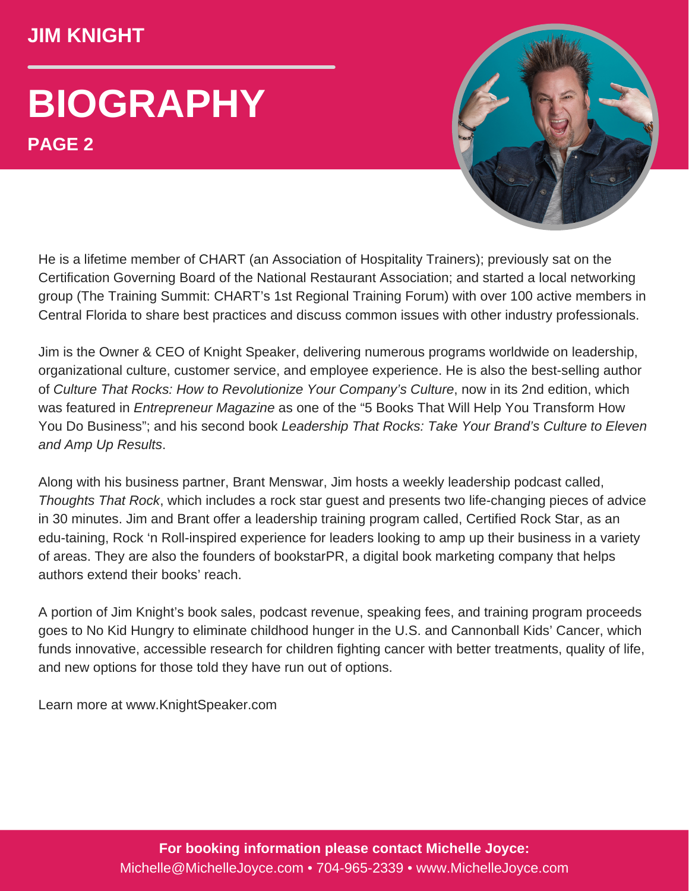# JIM KNIGHT

# BIOGRAPHY

## PAGE 2

He is a lifetime member of CHART (an Association of Hospitality Trainers); previously sat on the Certification Governing Board of the National Restaurant Association; and started a local networking group (The Training Summit: CHART's 1st Regional Training Forum) with over 100 active members in Central Florida to share best practices and discuss common issues with other industry professionals.

Jim is the Owner & CEO of Knight Speaker, delivering numerous programs worldwide on leadership, organizational culture, customer service, and employee experience. He is also the best-selling author of *Culture That Rocks: How to Revolutionize Your Company's Culture*, now in its 2nd edition, which was featured in *Entrepreneur Magazine* as one of the "5 Books That Will Help You Transform How You Do Business"; and his second book *Leadership That Rocks: Take Your Brand's Culture to Eleven and Amp Up Results*.

Along with his business partner, Brant Menswar, Jim hosts a weekly leadership podcast called, *Thoughts That Rock*, which includes a rock star guest and presents two life-changing pieces of advice in 30 minutes. Jim and Brant offer a leadership training program called, Certified Rock Star, as an edu-taining, Rock 'n Roll-inspired experience for leaders looking to amp up their business in a variety of areas. They are also the founders of bookstarPR, a digital book marketing company that helps authors extend their books' reach.

A portion of Jim Knight's book sales, podcast revenue, speaking fees, and training program proceeds goes to No Kid Hungry to eliminate childhood hunger in the U.S. and Cannonball Kids' Cancer, which funds innovative, accessible research for children fighting cancer with better treatments, quality of life, and new options for those told they have run out of options.

Learn more at www.KnightSpeaker.com

**For booking information please contact Michelle Joyce:**
Michelle@MichelleJoyce.com • 704-965-2339 • www.MichelleJoyce.com